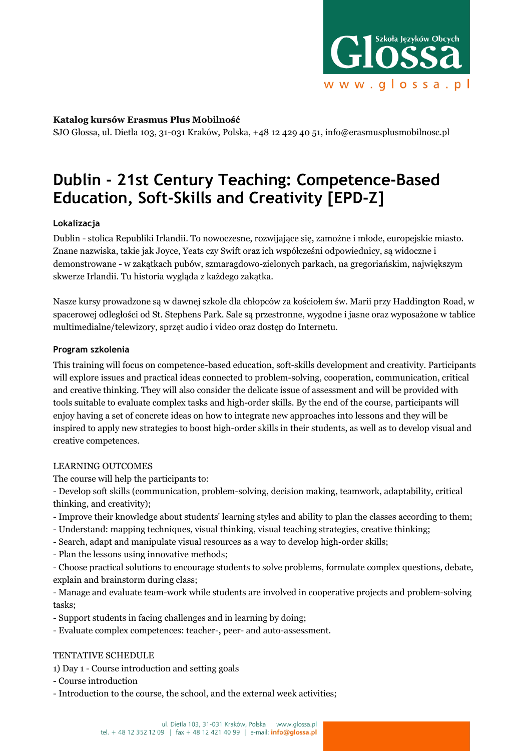**Katalog kursów Erasmus Plus Mobilność**
SJO Glossa, ul. Dietla 103, 31-031 Kraków, Polska, +48 12 429 40 51, info@erasmusplusmobilnosc.pl

# Dublin - 21st Century Teaching: Competence-Based Education, Soft-Skills and Creativity [EPD-Z]

### Lokalizacja

Dublin - stolica Republiki Irlandii. To nowoczesne, rozwijające się, zamożne i młode, europejskie miasto. Znane nazwiska, takie jak Joyce, Yeats czy Swift oraz ich współcześni odpowiednicy, są widoczne i demonstrowane - w zakątkach pubów, szmaragdowo-zielonych parkach, na gregoriańskim, największym skwerze Irlandii. Tu historia wygląda z każdego zakątka.

Nasze kursy prowadzone są w dawnej szkole dla chłopców za kościołem św. Marii przy Haddington Road, w spacerowej odległości od St. Stephens Park. Sale są przestronne, wygodne i jasne oraz wyposażone w tablice multimedialne/telewizory, sprzęt audio i video oraz dostęp do Internetu.

### Program szkolenia

This training will focus on competence-based education, soft-skills development and creativity. Participants will explore issues and practical ideas connected to problem-solving, cooperation, communication, critical and creative thinking. They will also consider the delicate issue of assessment and will be provided with tools suitable to evaluate complex tasks and high-order skills. By the end of the course, participants will enjoy having a set of concrete ideas on how to integrate new approaches into lessons and they will be inspired to apply new strategies to boost high-order skills in their students, as well as to develop visual and creative competences.

LEARNING OUTCOMES
The course will help the participants to:
- Develop soft skills (communication, problem-solving, decision making, teamwork, adaptability, critical thinking, and creativity);
- Improve their knowledge about students' learning styles and ability to plan the classes according to them;
- Understand: mapping techniques, visual thinking, visual teaching strategies, creative thinking;
- Search, adapt and manipulate visual resources as a way to develop high-order skills;
- Plan the lessons using innovative methods;
- Choose practical solutions to encourage students to solve problems, formulate complex questions, debate, explain and brainstorm during class;
- Manage and evaluate team-work while students are involved in cooperative projects and problem-solving tasks;
- Support students in facing challenges and in learning by doing;
- Evaluate complex competences: teacher-, peer- and auto-assessment.

TENTATIVE SCHEDULE
1) Day 1 - Course introduction and setting goals
- Course introduction
- Introduction to the course, the school, and the external week activities;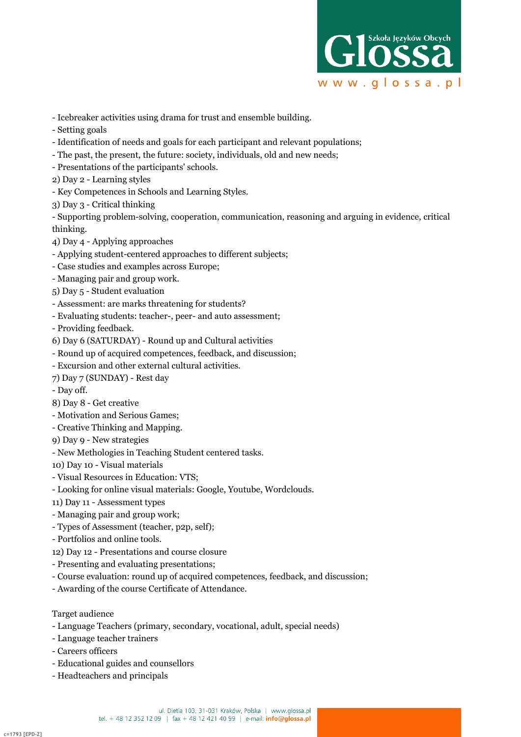- Icebreaker activities using drama for trust and ensemble building.
- Setting goals
- Identification of needs and goals for each participant and relevant populations;
- The past, the present, the future: society, individuals, old and new needs;
- Presentations of the participants' schools.

2) Day 2 - Learning styles
- Key Competences in Schools and Learning Styles.

3) Day 3 - Critical thinking
- Supporting problem-solving, cooperation, communication, reasoning and arguing in evidence, critical thinking.

4) Day 4 - Applying approaches
- Applying student-centered approaches to different subjects;
- Case studies and examples across Europe;
- Managing pair and group work.

5) Day 5 - Student evaluation
- Assessment: are marks threatening for students?
- Evaluating students: teacher-, peer- and auto assessment;
- Providing feedback.

6) Day 6 (SATURDAY) - Round up and Cultural activities
- Round up of acquired competences, feedback, and discussion;
- Excursion and other external cultural activities.

7) Day 7 (SUNDAY) - Rest day
- Day off.

8) Day 8 - Get creative
- Motivation and Serious Games;
- Creative Thinking and Mapping.

9) Day 9 - New strategies
- New Methodologies in Teaching Student centered tasks.

10) Day 10 - Visual materials
- Visual Resources in Education: VTS;
- Looking for online visual materials: Google, Youtube, Wordclouds.

11) Day 11 - Assessment types
- Managing pair and group work;
- Types of Assessment (teacher, p2p, self);
- Portfolios and online tools.

12) Day 12 - Presentations and course closure
- Presenting and evaluating presentations;
- Course evaluation: round up of acquired competences, feedback, and discussion;
- Awarding of the course Certificate of Attendance.

Target audience
- Language Teachers (primary, secondary, vocational, adult, special needs)
- Language teacher trainers
- Careers officers
- Educational guides and counsellors
- Headteachers and principals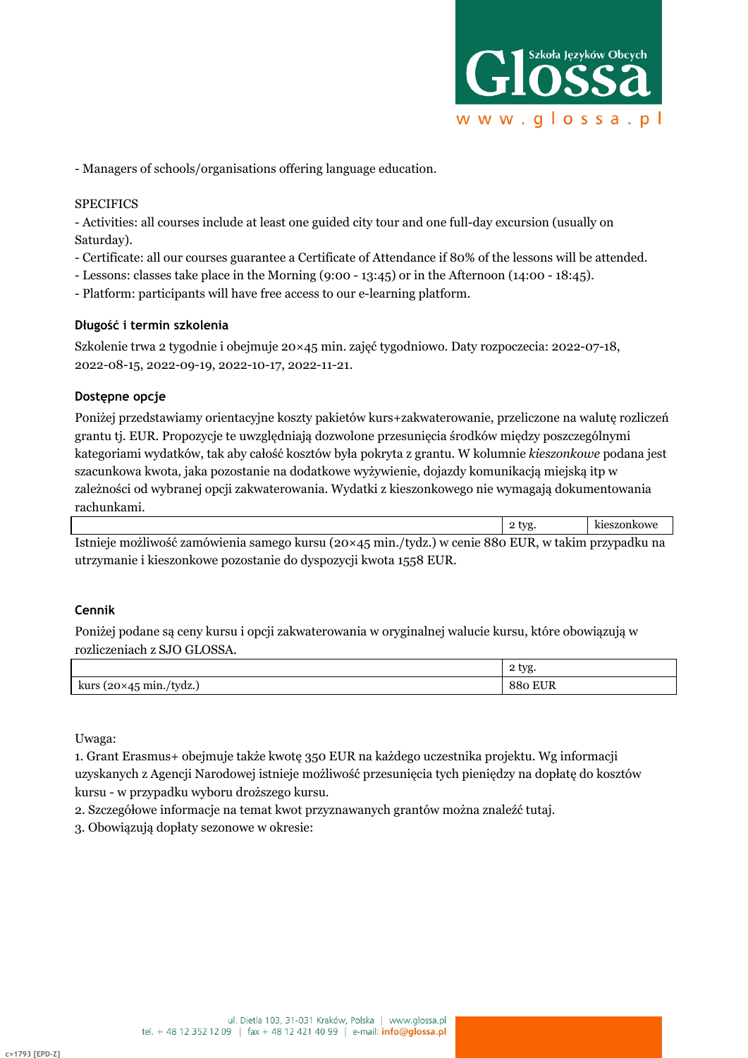- Managers of schools/organisations offering language education.

SPECIFICS

- Activities: all courses include at least one guided city tour and one full-day excursion (usually on Saturday).
- Certificate: all our courses guarantee a Certificate of Attendance if 80% of the lessons will be attended.
- Lessons: classes take place in the Morning (9:00 - 13:45) or in the Afternoon (14:00 - 18:45).
- Platform: participants will have free access to our e-learning platform.

### Długość i termin szkolenia

Szkolenie trwa 2 tygodnie i obejmuje 20×45 min. zajęć tygodniowo. Daty rozpoczecia: 2022-07-18, 2022-08-15, 2022-09-19, 2022-10-17, 2022-11-21.

### Dostępne opcje

Poniżej przedstawiamy orientacyjne koszty pakietów kurs+zakwaterowanie, przeliczone na walutę rozliczeń grantu tj. EUR. Propozycje te uwzględniają dozwolone przesunięcia środków między poszczególnymi kategoriami wydatków, tak aby całość kosztów była pokryta z grantu. W kolumnie *kieszonkowe* podana jest szacunkowa kwota, jaka pozostanie na dodatkowe wyżywienie, dojazdy komunikacją miejską itp w zależności od wybranej opcji zakwaterowania. Wydatki z kieszonkowego nie wymagają dokumentowania rachunkami.

| | 2 tyg. | kieszonkowe |
|---|---|---|

Istnieje możliwość zamówienia samego kursu (20×45 min./tydz.) w cenie 880 EUR, w takim przypadku na utrzymanie i kieszonkowe pozostanie do dyspozycji kwota 1558 EUR.

### Cennik

Poniżej podane są ceny kursu i opcji zakwaterowania w oryginalnej walucie kursu, które obowiązują w rozliczeniach z SJO GLOSSA.

| | 2 tyg. |
|---|---|
| kurs (20×45 min./tydz.) | 880 EUR |

Uwaga:

1. Grant Erasmus+ obejmuje także kwotę 350 EUR na każdego uczestnika projektu. Wg informacji uzyskanych z Agencji Narodowej istnieje możliwość przesunięcia tych pieniędzy na dopłatę do kosztów kursu - w przypadku wyboru droższego kursu.
2. Szczegółowe informacje na temat kwot przyznawanych grantów można znaleźć tutaj.
3. Obowiązują dopłaty sezonowe w okresie: